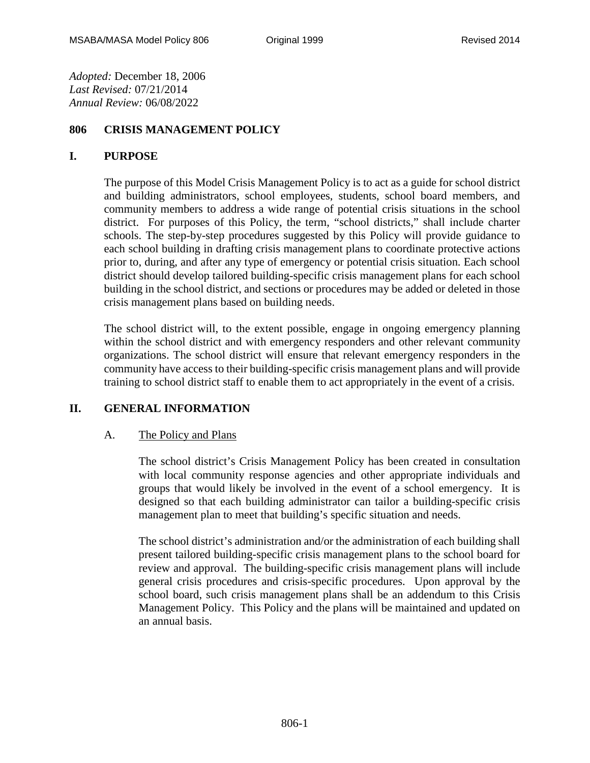*Adopted:* December 18, 2006
*Last Revised:* 07/21/2014
*Annual Review:* 06/08/2022

# 806 CRISIS MANAGEMENT POLICY

## I. PURPOSE

The purpose of this Model Crisis Management Policy is to act as a guide for school district and building administrators, school employees, students, school board members, and community members to address a wide range of potential crisis situations in the school district. For purposes of this Policy, the term, "school districts," shall include charter schools. The step-by-step procedures suggested by this Policy will provide guidance to each school building in drafting crisis management plans to coordinate protective actions prior to, during, and after any type of emergency or potential crisis situation. Each school district should develop tailored building-specific crisis management plans for each school building in the school district, and sections or procedures may be added or deleted in those crisis management plans based on building needs.

The school district will, to the extent possible, engage in ongoing emergency planning within the school district and with emergency responders and other relevant community organizations. The school district will ensure that relevant emergency responders in the community have access to their building-specific crisis management plans and will provide training to school district staff to enable them to act appropriately in the event of a crisis.

## II. GENERAL INFORMATION

### A. The Policy and Plans

The school district's Crisis Management Policy has been created in consultation with local community response agencies and other appropriate individuals and groups that would likely be involved in the event of a school emergency. It is designed so that each building administrator can tailor a building-specific crisis management plan to meet that building's specific situation and needs.

The school district's administration and/or the administration of each building shall present tailored building-specific crisis management plans to the school board for review and approval. The building-specific crisis management plans will include general crisis procedures and crisis-specific procedures. Upon approval by the school board, such crisis management plans shall be an addendum to this Crisis Management Policy. This Policy and the plans will be maintained and updated on an annual basis.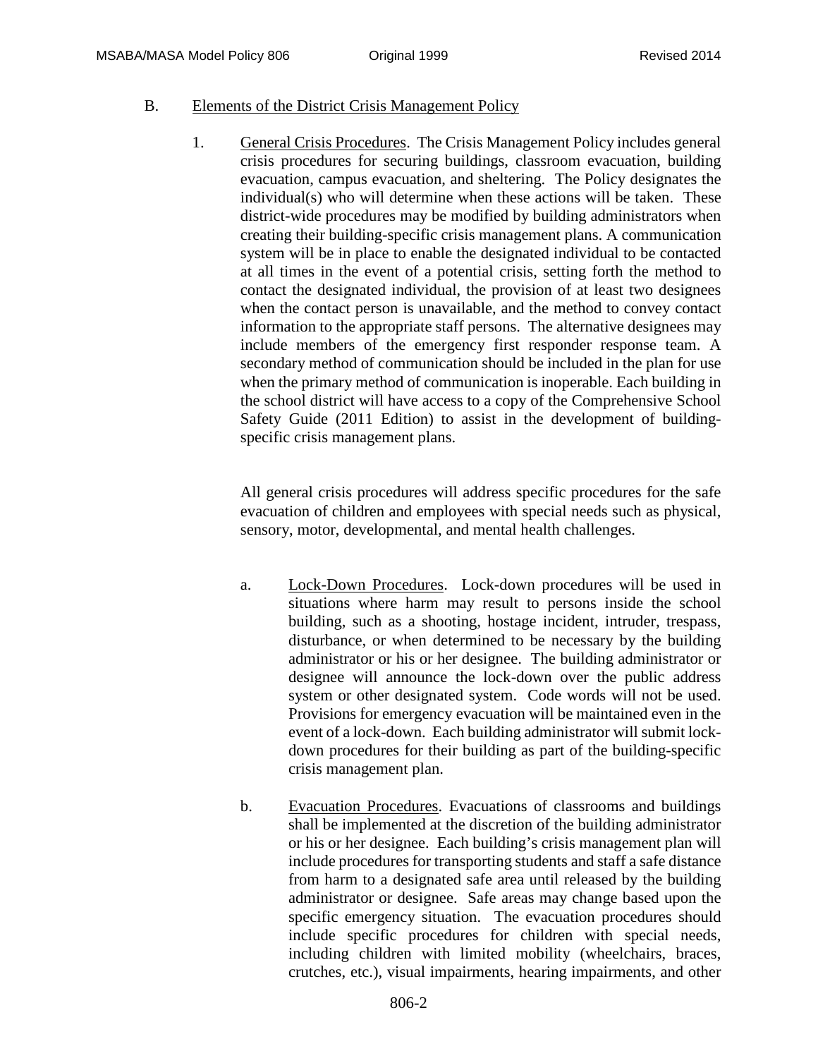B. Elements of the District Crisis Management Policy

1. General Crisis Procedures. The Crisis Management Policy includes general crisis procedures for securing buildings, classroom evacuation, building evacuation, campus evacuation, and sheltering. The Policy designates the individual(s) who will determine when these actions will be taken. These district-wide procedures may be modified by building administrators when creating their building-specific crisis management plans. A communication system will be in place to enable the designated individual to be contacted at all times in the event of a potential crisis, setting forth the method to contact the designated individual, the provision of at least two designees when the contact person is unavailable, and the method to convey contact information to the appropriate staff persons. The alternative designees may include members of the emergency first responder response team. A secondary method of communication should be included in the plan for use when the primary method of communication is inoperable. Each building in the school district will have access to a copy of the Comprehensive School Safety Guide (2011 Edition) to assist in the development of building-specific crisis management plans.

   All general crisis procedures will address specific procedures for the safe evacuation of children and employees with special needs such as physical, sensory, motor, developmental, and mental health challenges.

   a. Lock-Down Procedures. Lock-down procedures will be used in situations where harm may result to persons inside the school building, such as a shooting, hostage incident, intruder, trespass, disturbance, or when determined to be necessary by the building administrator or his or her designee. The building administrator or designee will announce the lock-down over the public address system or other designated system. Code words will not be used. Provisions for emergency evacuation will be maintained even in the event of a lock-down. Each building administrator will submit lock-down procedures for their building as part of the building-specific crisis management plan.

   b. Evacuation Procedures. Evacuations of classrooms and buildings shall be implemented at the discretion of the building administrator or his or her designee. Each building's crisis management plan will include procedures for transporting students and staff a safe distance from harm to a designated safe area until released by the building administrator or designee. Safe areas may change based upon the specific emergency situation. The evacuation procedures should include specific procedures for children with special needs, including children with limited mobility (wheelchairs, braces, crutches, etc.), visual impairments, hearing impairments, and other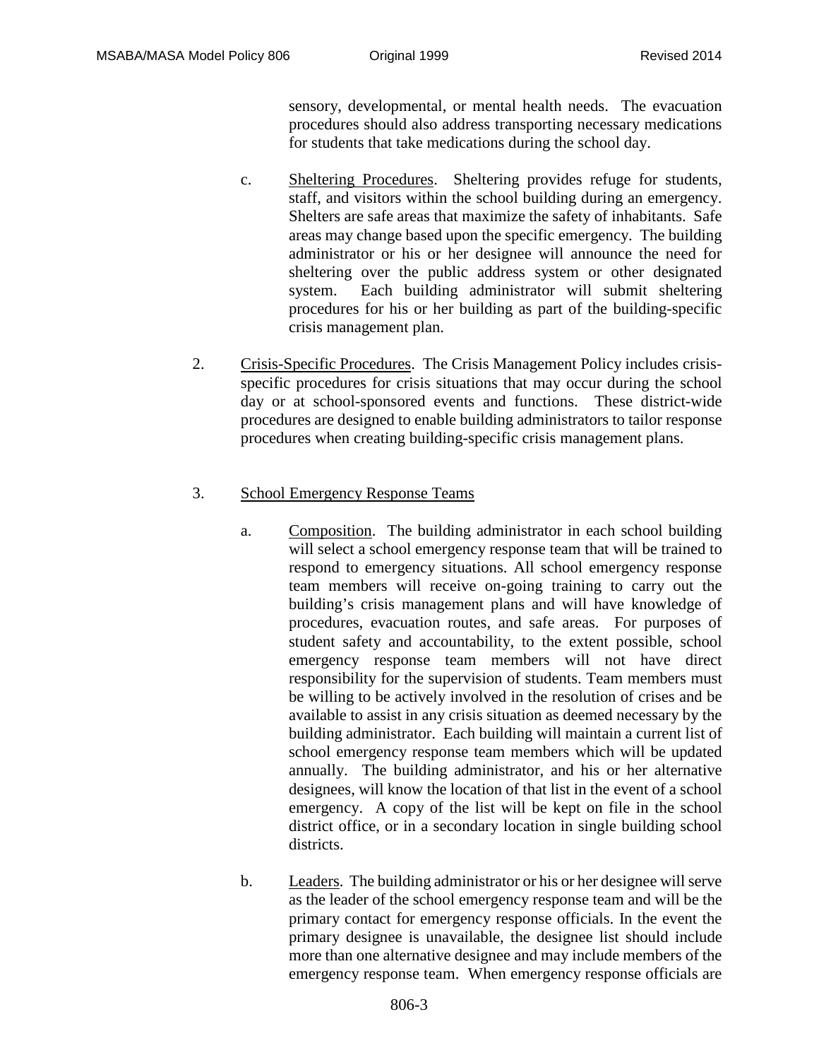sensory, developmental, or mental health needs. The evacuation procedures should also address transporting necessary medications for students that take medications during the school day.

c. Sheltering Procedures. Sheltering provides refuge for students, staff, and visitors within the school building during an emergency. Shelters are safe areas that maximize the safety of inhabitants. Safe areas may change based upon the specific emergency. The building administrator or his or her designee will announce the need for sheltering over the public address system or other designated system. Each building administrator will submit sheltering procedures for his or her building as part of the building-specific crisis management plan.

2. Crisis-Specific Procedures. The Crisis Management Policy includes crisis-specific procedures for crisis situations that may occur during the school day or at school-sponsored events and functions. These district-wide procedures are designed to enable building administrators to tailor response procedures when creating building-specific crisis management plans.

3. School Emergency Response Teams

a. Composition. The building administrator in each school building will select a school emergency response team that will be trained to respond to emergency situations. All school emergency response team members will receive on-going training to carry out the building's crisis management plans and will have knowledge of procedures, evacuation routes, and safe areas. For purposes of student safety and accountability, to the extent possible, school emergency response team members will not have direct responsibility for the supervision of students. Team members must be willing to be actively involved in the resolution of crises and be available to assist in any crisis situation as deemed necessary by the building administrator. Each building will maintain a current list of school emergency response team members which will be updated annually. The building administrator, and his or her alternative designees, will know the location of that list in the event of a school emergency. A copy of the list will be kept on file in the school district office, or in a secondary location in single building school districts.

b. Leaders. The building administrator or his or her designee will serve as the leader of the school emergency response team and will be the primary contact for emergency response officials. In the event the primary designee is unavailable, the designee list should include more than one alternative designee and may include members of the emergency response team. When emergency response officials are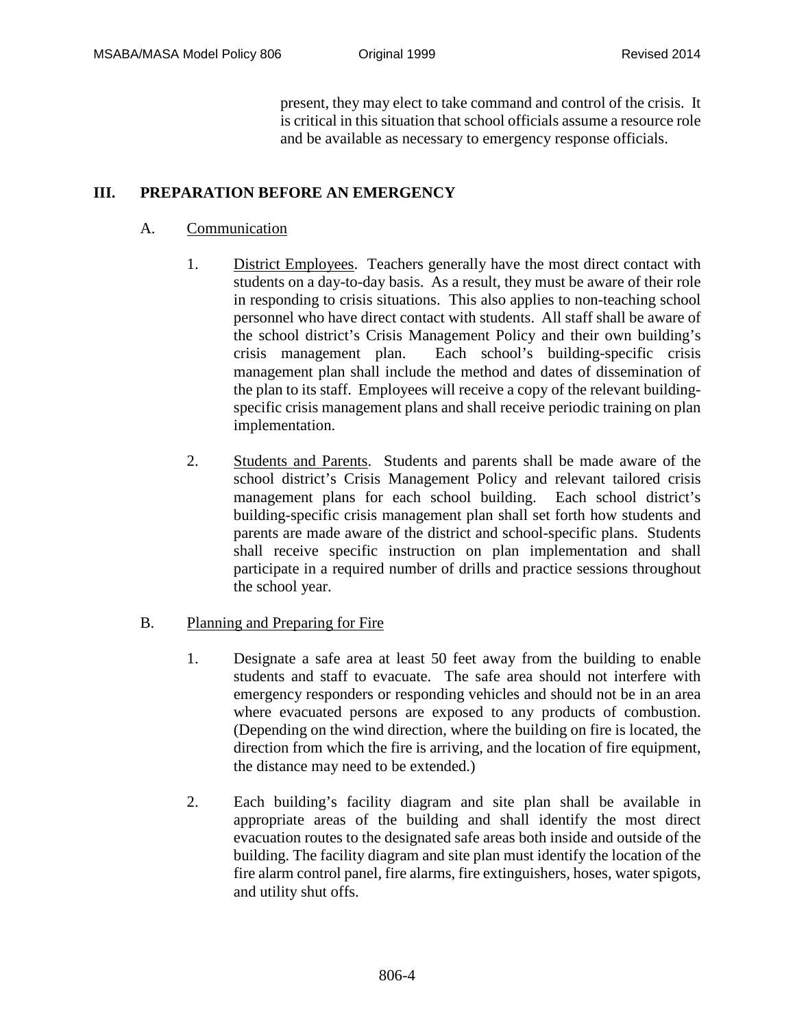present, they may elect to take command and control of the crisis. It is critical in this situation that school officials assume a resource role and be available as necessary to emergency response officials.

## III. PREPARATION BEFORE AN EMERGENCY

### A. Communication

1. District Employees. Teachers generally have the most direct contact with students on a day-to-day basis. As a result, they must be aware of their role in responding to crisis situations. This also applies to non-teaching school personnel who have direct contact with students. All staff shall be aware of the school district's Crisis Management Policy and their own building's crisis management plan. Each school's building-specific crisis management plan shall include the method and dates of dissemination of the plan to its staff. Employees will receive a copy of the relevant building-specific crisis management plans and shall receive periodic training on plan implementation.

2. Students and Parents. Students and parents shall be made aware of the school district's Crisis Management Policy and relevant tailored crisis management plans for each school building. Each school district's building-specific crisis management plan shall set forth how students and parents are made aware of the district and school-specific plans. Students shall receive specific instruction on plan implementation and shall participate in a required number of drills and practice sessions throughout the school year.

### B. Planning and Preparing for Fire

1. Designate a safe area at least 50 feet away from the building to enable students and staff to evacuate. The safe area should not interfere with emergency responders or responding vehicles and should not be in an area where evacuated persons are exposed to any products of combustion. (Depending on the wind direction, where the building on fire is located, the direction from which the fire is arriving, and the location of fire equipment, the distance may need to be extended.)

2. Each building's facility diagram and site plan shall be available in appropriate areas of the building and shall identify the most direct evacuation routes to the designated safe areas both inside and outside of the building. The facility diagram and site plan must identify the location of the fire alarm control panel, fire alarms, fire extinguishers, hoses, water spigots, and utility shut offs.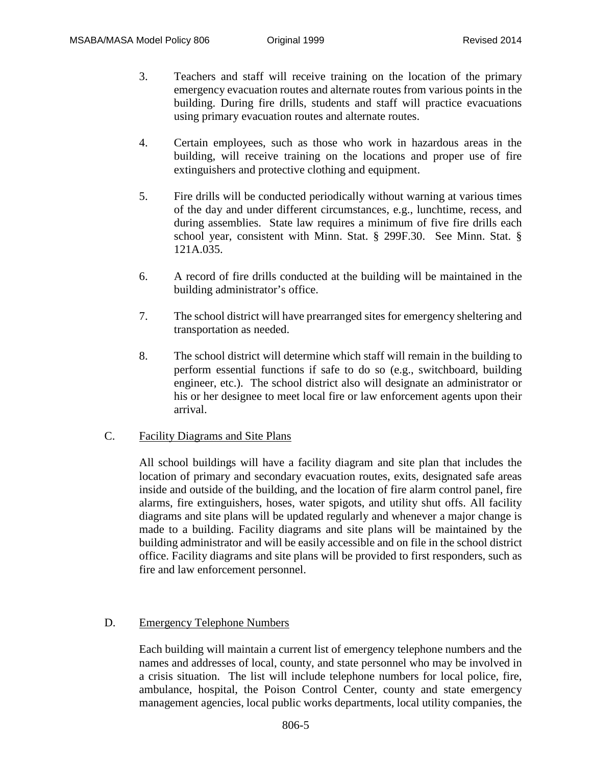3. Teachers and staff will receive training on the location of the primary emergency evacuation routes and alternate routes from various points in the building. During fire drills, students and staff will practice evacuations using primary evacuation routes and alternate routes.

4. Certain employees, such as those who work in hazardous areas in the building, will receive training on the locations and proper use of fire extinguishers and protective clothing and equipment.

5. Fire drills will be conducted periodically without warning at various times of the day and under different circumstances, e.g., lunchtime, recess, and during assemblies. State law requires a minimum of five fire drills each school year, consistent with Minn. Stat. § 299F.30. See Minn. Stat. § 121A.035.

6. A record of fire drills conducted at the building will be maintained in the building administrator's office.

7. The school district will have prearranged sites for emergency sheltering and transportation as needed.

8. The school district will determine which staff will remain in the building to perform essential functions if safe to do so (e.g., switchboard, building engineer, etc.). The school district also will designate an administrator or his or her designee to meet local fire or law enforcement agents upon their arrival.

C. <u>Facility Diagrams and Site Plans</u>

All school buildings will have a facility diagram and site plan that includes the location of primary and secondary evacuation routes, exits, designated safe areas inside and outside of the building, and the location of fire alarm control panel, fire alarms, fire extinguishers, hoses, water spigots, and utility shut offs. All facility diagrams and site plans will be updated regularly and whenever a major change is made to a building. Facility diagrams and site plans will be maintained by the building administrator and will be easily accessible and on file in the school district office. Facility diagrams and site plans will be provided to first responders, such as fire and law enforcement personnel.

D. <u>Emergency Telephone Numbers</u>

Each building will maintain a current list of emergency telephone numbers and the names and addresses of local, county, and state personnel who may be involved in a crisis situation. The list will include telephone numbers for local police, fire, ambulance, hospital, the Poison Control Center, county and state emergency management agencies, local public works departments, local utility companies, the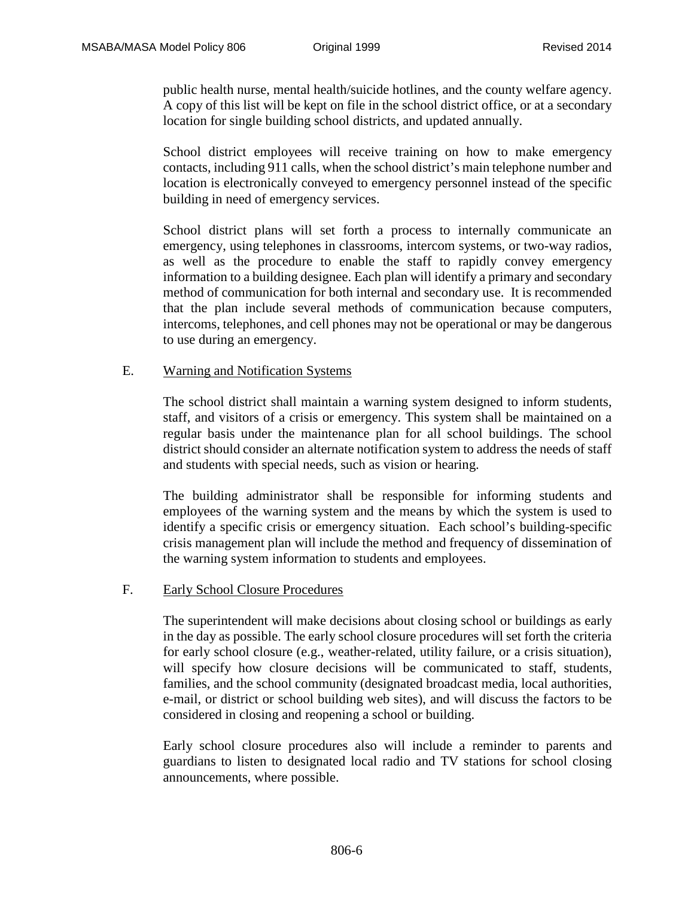public health nurse, mental health/suicide hotlines, and the county welfare agency. A copy of this list will be kept on file in the school district office, or at a secondary location for single building school districts, and updated annually.

School district employees will receive training on how to make emergency contacts, including 911 calls, when the school district's main telephone number and location is electronically conveyed to emergency personnel instead of the specific building in need of emergency services.

School district plans will set forth a process to internally communicate an emergency, using telephones in classrooms, intercom systems, or two-way radios, as well as the procedure to enable the staff to rapidly convey emergency information to a building designee. Each plan will identify a primary and secondary method of communication for both internal and secondary use. It is recommended that the plan include several methods of communication because computers, intercoms, telephones, and cell phones may not be operational or may be dangerous to use during an emergency.

E. Warning and Notification Systems

The school district shall maintain a warning system designed to inform students, staff, and visitors of a crisis or emergency. This system shall be maintained on a regular basis under the maintenance plan for all school buildings. The school district should consider an alternate notification system to address the needs of staff and students with special needs, such as vision or hearing.

The building administrator shall be responsible for informing students and employees of the warning system and the means by which the system is used to identify a specific crisis or emergency situation. Each school's building-specific crisis management plan will include the method and frequency of dissemination of the warning system information to students and employees.

F. Early School Closure Procedures

The superintendent will make decisions about closing school or buildings as early in the day as possible. The early school closure procedures will set forth the criteria for early school closure (e.g., weather-related, utility failure, or a crisis situation), will specify how closure decisions will be communicated to staff, students, families, and the school community (designated broadcast media, local authorities, e-mail, or district or school building web sites), and will discuss the factors to be considered in closing and reopening a school or building.

Early school closure procedures also will include a reminder to parents and guardians to listen to designated local radio and TV stations for school closing announcements, where possible.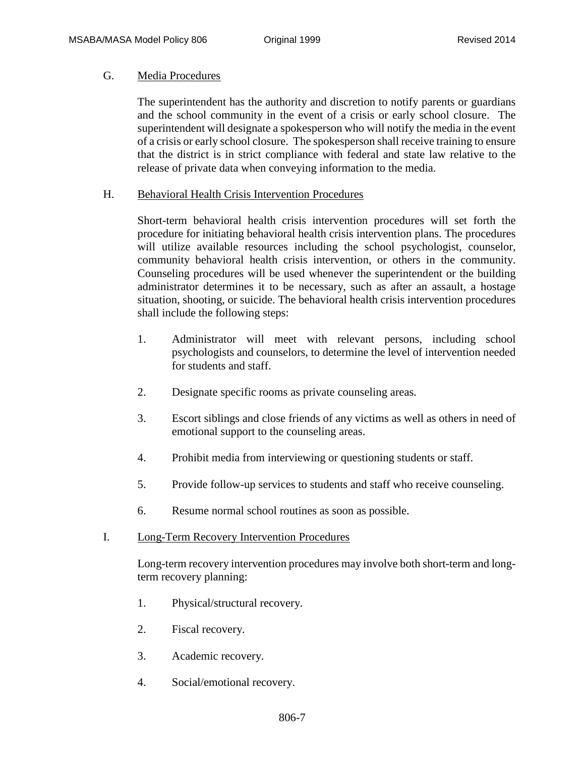G. Media Procedures

The superintendent has the authority and discretion to notify parents or guardians and the school community in the event of a crisis or early school closure. The superintendent will designate a spokesperson who will notify the media in the event of a crisis or early school closure. The spokesperson shall receive training to ensure that the district is in strict compliance with federal and state law relative to the release of private data when conveying information to the media.

H. Behavioral Health Crisis Intervention Procedures

Short-term behavioral health crisis intervention procedures will set forth the procedure for initiating behavioral health crisis intervention plans. The procedures will utilize available resources including the school psychologist, counselor, community behavioral health crisis intervention, or others in the community. Counseling procedures will be used whenever the superintendent or the building administrator determines it to be necessary, such as after an assault, a hostage situation, shooting, or suicide. The behavioral health crisis intervention procedures shall include the following steps:

1. Administrator will meet with relevant persons, including school psychologists and counselors, to determine the level of intervention needed for students and staff.

2. Designate specific rooms as private counseling areas.

3. Escort siblings and close friends of any victims as well as others in need of emotional support to the counseling areas.

4. Prohibit media from interviewing or questioning students or staff.

5. Provide follow-up services to students and staff who receive counseling.

6. Resume normal school routines as soon as possible.

I. Long-Term Recovery Intervention Procedures

Long-term recovery intervention procedures may involve both short-term and long-term recovery planning:

1. Physical/structural recovery.

2. Fiscal recovery.

3. Academic recovery.

4. Social/emotional recovery.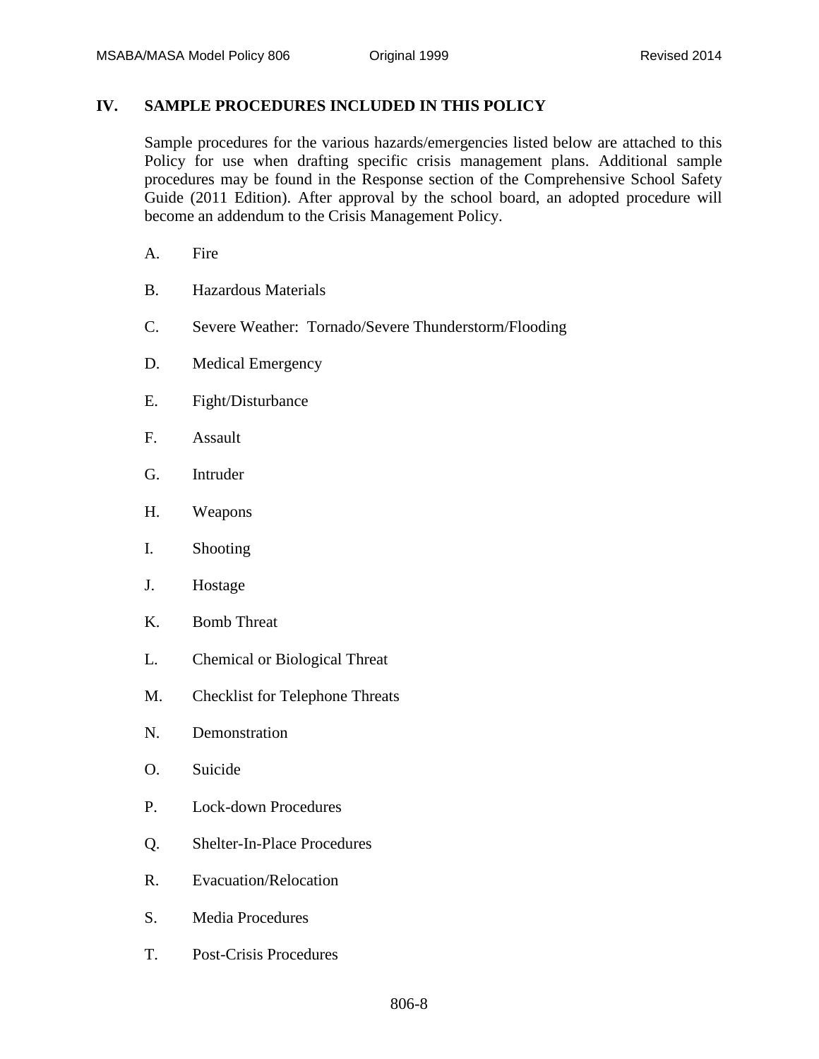## IV. SAMPLE PROCEDURES INCLUDED IN THIS POLICY

Sample procedures for the various hazards/emergencies listed below are attached to this Policy for use when drafting specific crisis management plans. Additional sample procedures may be found in the Response section of the Comprehensive School Safety Guide (2011 Edition). After approval by the school board, an adopted procedure will become an addendum to the Crisis Management Policy.

A. Fire

B. Hazardous Materials

C. Severe Weather: Tornado/Severe Thunderstorm/Flooding

D. Medical Emergency

E. Fight/Disturbance

F. Assault

G. Intruder

H. Weapons

I. Shooting

J. Hostage

K. Bomb Threat

L. Chemical or Biological Threat

M. Checklist for Telephone Threats

N. Demonstration

O. Suicide

P. Lock-down Procedures

Q. Shelter-In-Place Procedures

R. Evacuation/Relocation

S. Media Procedures

T. Post-Crisis Procedures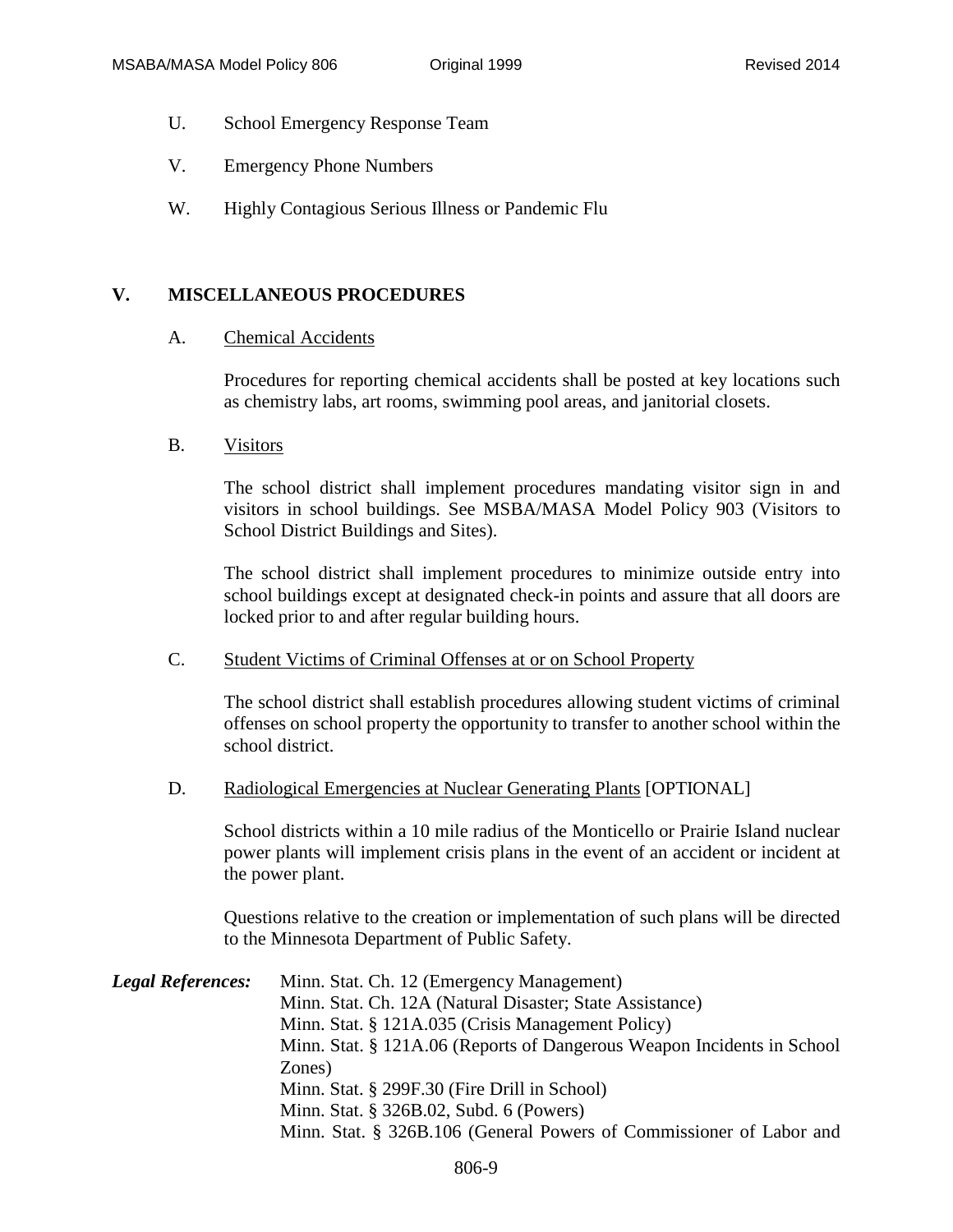U. School Emergency Response Team

V. Emergency Phone Numbers

W. Highly Contagious Serious Illness or Pandemic Flu

## V. MISCELLANEOUS PROCEDURES

A. Chemical Accidents

Procedures for reporting chemical accidents shall be posted at key locations such as chemistry labs, art rooms, swimming pool areas, and janitorial closets.

B. Visitors

The school district shall implement procedures mandating visitor sign in and visitors in school buildings. See MSBA/MASA Model Policy 903 (Visitors to School District Buildings and Sites).

The school district shall implement procedures to minimize outside entry into school buildings except at designated check-in points and assure that all doors are locked prior to and after regular building hours.

C. Student Victims of Criminal Offenses at or on School Property

The school district shall establish procedures allowing student victims of criminal offenses on school property the opportunity to transfer to another school within the school district.

D. Radiological Emergencies at Nuclear Generating Plants [OPTIONAL]

School districts within a 10 mile radius of the Monticello or Prairie Island nuclear power plants will implement crisis plans in the event of an accident or incident at the power plant.

Questions relative to the creation or implementation of such plans will be directed to the Minnesota Department of Public Safety.

***Legal References:***
Minn. Stat. Ch. 12 (Emergency Management)
Minn. Stat. Ch. 12A (Natural Disaster; State Assistance)
Minn. Stat. § 121A.035 (Crisis Management Policy)
Minn. Stat. § 121A.06 (Reports of Dangerous Weapon Incidents in School Zones)
Minn. Stat. § 299F.30 (Fire Drill in School)
Minn. Stat. § 326B.02, Subd. 6 (Powers)
Minn. Stat. § 326B.106 (General Powers of Commissioner of Labor and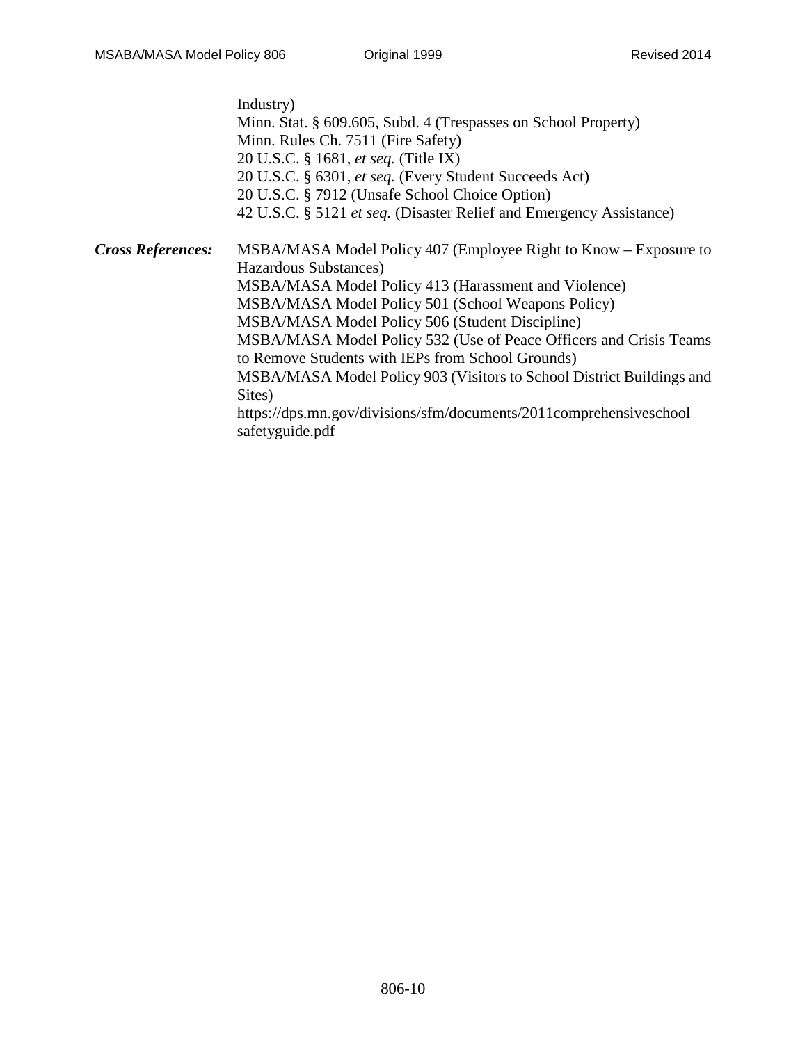Industry)
Minn. Stat. § 609.605, Subd. 4 (Trespasses on School Property)
Minn. Rules Ch. 7511 (Fire Safety)
20 U.S.C. § 1681, *et seq.* (Title IX)
20 U.S.C. § 6301, *et seq.* (Every Student Succeeds Act)
20 U.S.C. § 7912 (Unsafe School Choice Option)
42 U.S.C. § 5121 *et seq.* (Disaster Relief and Emergency Assistance)

***Cross References:*** MSBA/MASA Model Policy 407 (Employee Right to Know – Exposure to Hazardous Substances)
MSBA/MASA Model Policy 413 (Harassment and Violence)
MSBA/MASA Model Policy 501 (School Weapons Policy)
MSBA/MASA Model Policy 506 (Student Discipline)
MSBA/MASA Model Policy 532 (Use of Peace Officers and Crisis Teams to Remove Students with IEPs from School Grounds)
MSBA/MASA Model Policy 903 (Visitors to School District Buildings and Sites)
https://dps.mn.gov/divisions/sfm/documents/2011comprehensiveschoolsafetyguide.pdf